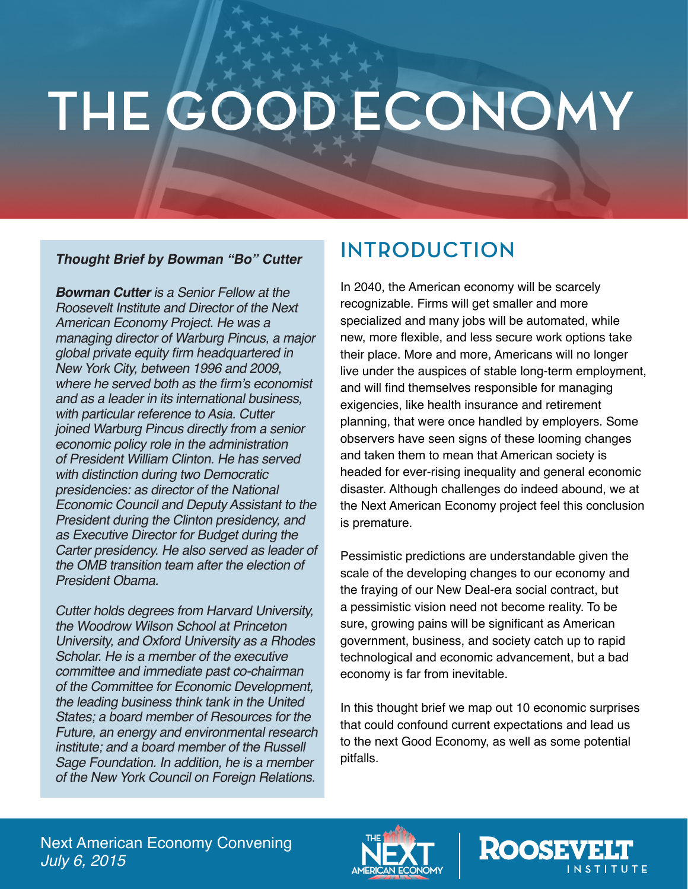# THE GOOD ECONOMY

***Thought Brief by Bowman "Bo" Cutter***

***Bowman Cutter** is a Senior Fellow at the Roosevelt Institute and Director of the Next American Economy Project. He was a managing director of Warburg Pincus, a major global private equity firm headquartered in New York City, between 1996 and 2009, where he served both as the firm's economist and as a leader in its international business, with particular reference to Asia. Cutter joined Warburg Pincus directly from a senior economic policy role in the administration of President William Clinton. He has served with distinction during two Democratic presidencies: as director of the National Economic Council and Deputy Assistant to the President during the Clinton presidency, and as Executive Director for Budget during the Carter presidency. He also served as leader of the OMB transition team after the election of President Obama.*

*Cutter holds degrees from Harvard University, the Woodrow Wilson School at Princeton University, and Oxford University as a Rhodes Scholar. He is a member of the executive committee and immediate past co-chairman of the Committee for Economic Development, the leading business think tank in the United States; a board member of Resources for the Future, an energy and environmental research institute; and a board member of the Russell Sage Foundation. In addition, he is a member of the New York Council on Foreign Relations.*

## INTRODUCTION

In 2040, the American economy will be scarcely recognizable. Firms will get smaller and more specialized and many jobs will be automated, while new, more flexible, and less secure work options take their place. More and more, Americans will no longer live under the auspices of stable long-term employment, and will find themselves responsible for managing exigencies, like health insurance and retirement planning, that were once handled by employers. Some observers have seen signs of these looming changes and taken them to mean that American society is headed for ever-rising inequality and general economic disaster. Although challenges do indeed abound, we at the Next American Economy project feel this conclusion is premature.

Pessimistic predictions are understandable given the scale of the developing changes to our economy and the fraying of our New Deal-era social contract, but a pessimistic vision need not become reality. To be sure, growing pains will be significant as American government, business, and society catch up to rapid technological and economic advancement, but a bad economy is far from inevitable.

In this thought brief we map out 10 economic surprises that could confound current expectations and lead us to the next Good Economy, as well as some potential pitfalls.

Next American Economy Convening
*July 6, 2015*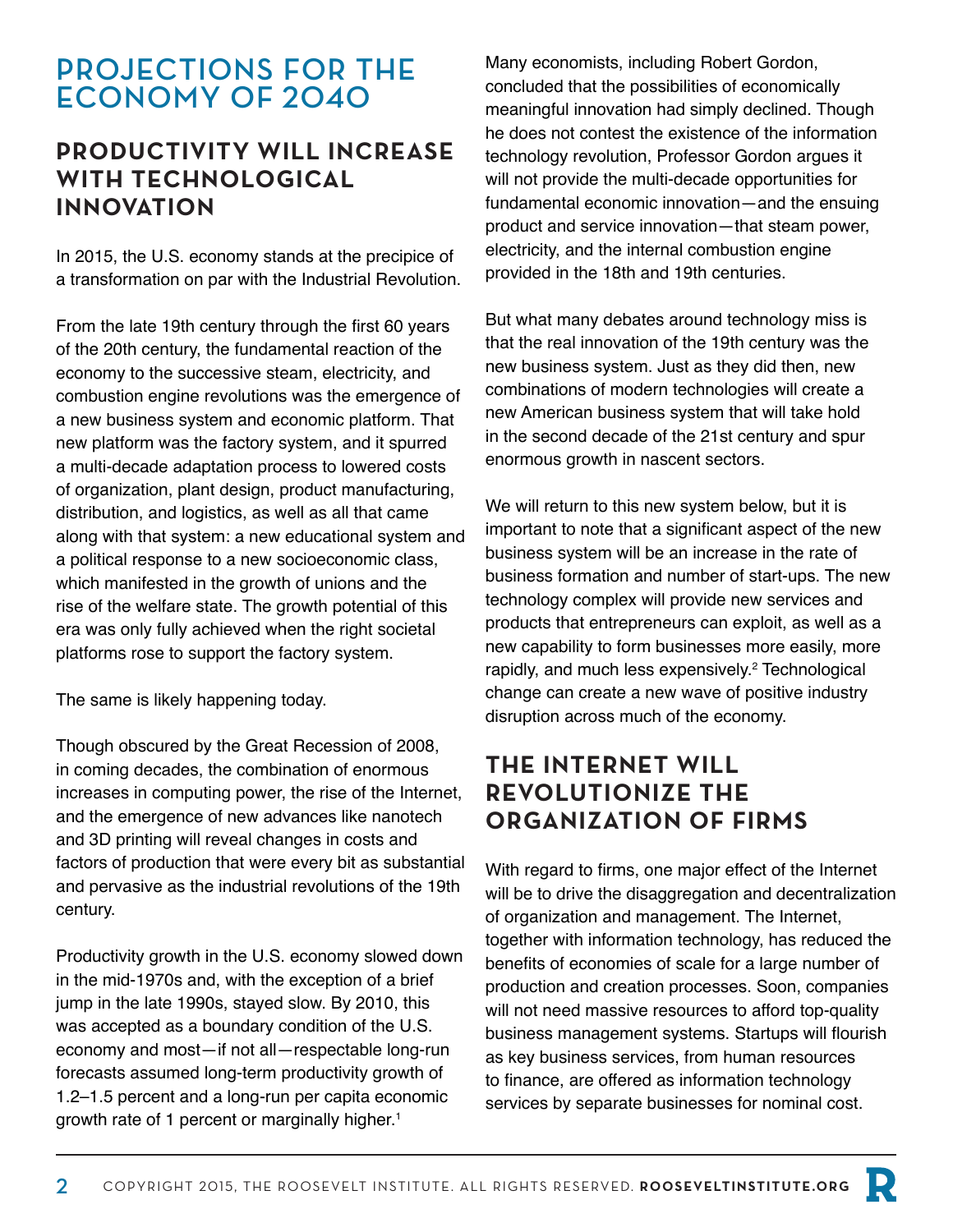# PROJECTIONS FOR THE ECONOMY OF 2040

## PRODUCTIVITY WILL INCREASE WITH TECHNOLOGICAL INNOVATION

In 2015, the U.S. economy stands at the precipice of a transformation on par with the Industrial Revolution.

From the late 19th century through the first 60 years of the 20th century, the fundamental reaction of the economy to the successive steam, electricity, and combustion engine revolutions was the emergence of a new business system and economic platform. That new platform was the factory system, and it spurred a multi-decade adaptation process to lowered costs of organization, plant design, product manufacturing, distribution, and logistics, as well as all that came along with that system: a new educational system and a political response to a new socioeconomic class, which manifested in the growth of unions and the rise of the welfare state. The growth potential of this era was only fully achieved when the right societal platforms rose to support the factory system.

The same is likely happening today.

Though obscured by the Great Recession of 2008, in coming decades, the combination of enormous increases in computing power, the rise of the Internet, and the emergence of new advances like nanotech and 3D printing will reveal changes in costs and factors of production that were every bit as substantial and pervasive as the industrial revolutions of the 19th century.

Productivity growth in the U.S. economy slowed down in the mid-1970s and, with the exception of a brief jump in the late 1990s, stayed slow. By 2010, this was accepted as a boundary condition of the U.S. economy and most—if not all—respectable long-run forecasts assumed long-term productivity growth of 1.2–1.5 percent and a long-run per capita economic growth rate of 1 percent or marginally higher.[1]

Many economists, including Robert Gordon, concluded that the possibilities of economically meaningful innovation had simply declined. Though he does not contest the existence of the information technology revolution, Professor Gordon argues it will not provide the multi-decade opportunities for fundamental economic innovation—and the ensuing product and service innovation—that steam power, electricity, and the internal combustion engine provided in the 18th and 19th centuries.

But what many debates around technology miss is that the real innovation of the 19th century was the new business system. Just as they did then, new combinations of modern technologies will create a new American business system that will take hold in the second decade of the 21st century and spur enormous growth in nascent sectors.

We will return to this new system below, but it is important to note that a significant aspect of the new business system will be an increase in the rate of business formation and number of start-ups. The new technology complex will provide new services and products that entrepreneurs can exploit, as well as a new capability to form businesses more easily, more rapidly, and much less expensively.[2] Technological change can create a new wave of positive industry disruption across much of the economy.

## THE INTERNET WILL REVOLUTIONIZE THE ORGANIZATION OF FIRMS

With regard to firms, one major effect of the Internet will be to drive the disaggregation and decentralization of organization and management. The Internet, together with information technology, has reduced the benefits of economies of scale for a large number of production and creation processes. Soon, companies will not need massive resources to afford top-quality business management systems. Startups will flourish as key business services, from human resources to finance, are offered as information technology services by separate businesses for nominal cost.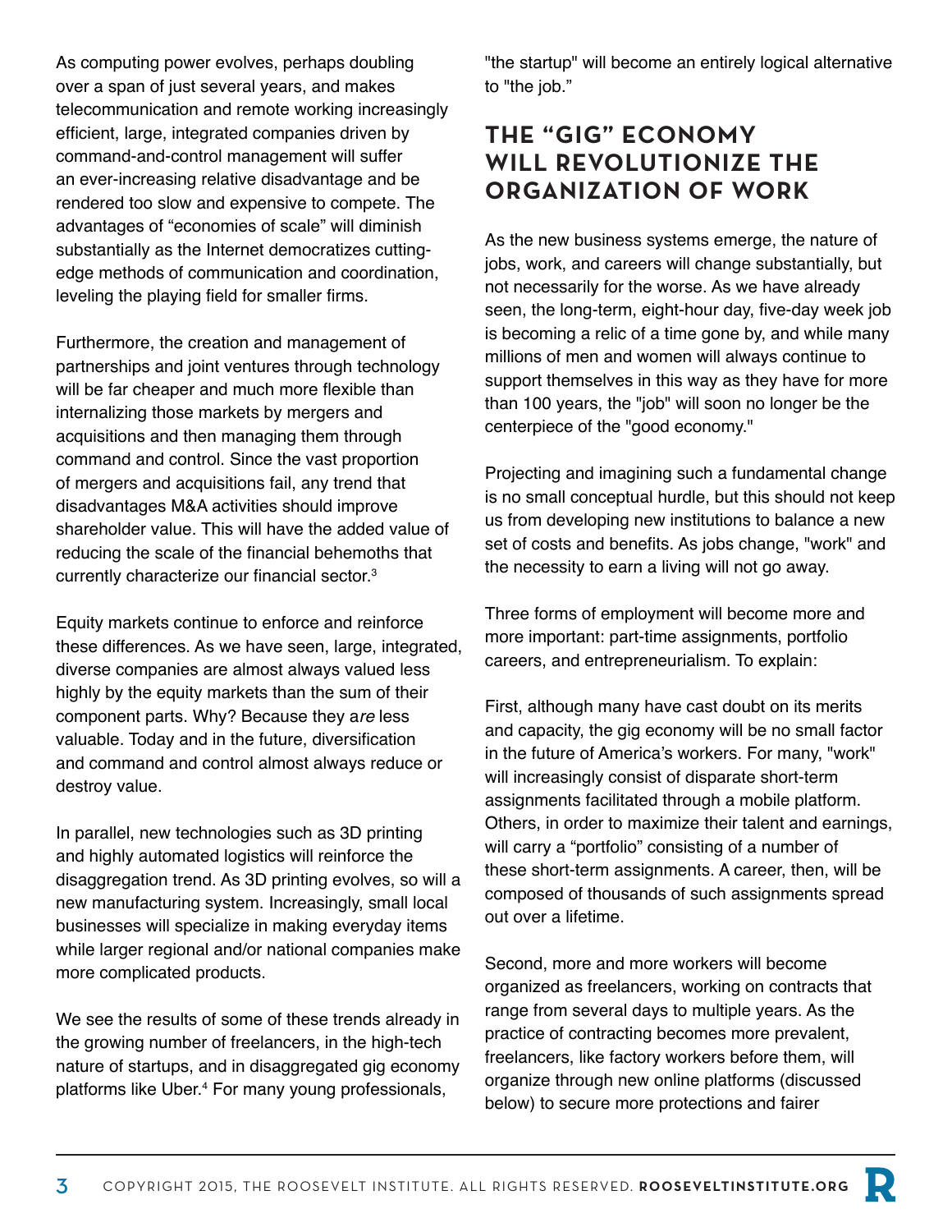As computing power evolves, perhaps doubling over a span of just several years, and makes telecommunication and remote working increasingly efficient, large, integrated companies driven by command-and-control management will suffer an ever-increasing relative disadvantage and be rendered too slow and expensive to compete. The advantages of "economies of scale" will diminish substantially as the Internet democratizes cutting-edge methods of communication and coordination, leveling the playing field for smaller firms.

Furthermore, the creation and management of partnerships and joint ventures through technology will be far cheaper and much more flexible than internalizing those markets by mergers and acquisitions and then managing them through command and control. Since the vast proportion of mergers and acquisitions fail, any trend that disadvantages M&A activities should improve shareholder value. This will have the added value of reducing the scale of the financial behemoths that currently characterize our financial sector.[3]

Equity markets continue to enforce and reinforce these differences. As we have seen, large, integrated, diverse companies are almost always valued less highly by the equity markets than the sum of their component parts. Why? Because they a*re* less valuable. Today and in the future, diversification and command and control almost always reduce or destroy value.

In parallel, new technologies such as 3D printing and highly automated logistics will reinforce the disaggregation trend. As 3D printing evolves, so will a new manufacturing system. Increasingly, small local businesses will specialize in making everyday items while larger regional and/or national companies make more complicated products.

We see the results of some of these trends already in the growing number of freelancers, in the high-tech nature of startups, and in disaggregated gig economy platforms like Uber.[4] For many young professionals, "the startup" will become an entirely logical alternative to "the job."

## THE "GIG" ECONOMY WILL REVOLUTIONIZE THE ORGANIZATION OF WORK

As the new business systems emerge, the nature of jobs, work, and careers will change substantially, but not necessarily for the worse. As we have already seen, the long-term, eight-hour day, five-day week job is becoming a relic of a time gone by, and while many millions of men and women will always continue to support themselves in this way as they have for more than 100 years, the "job" will soon no longer be the centerpiece of the "good economy."

Projecting and imagining such a fundamental change is no small conceptual hurdle, but this should not keep us from developing new institutions to balance a new set of costs and benefits. As jobs change, "work" and the necessity to earn a living will not go away.

Three forms of employment will become more and more important: part-time assignments, portfolio careers, and entrepreneurialism. To explain:

First, although many have cast doubt on its merits and capacity, the gig economy will be no small factor in the future of America's workers. For many, "work" will increasingly consist of disparate short-term assignments facilitated through a mobile platform. Others, in order to maximize their talent and earnings, will carry a "portfolio" consisting of a number of these short-term assignments. A career, then, will be composed of thousands of such assignments spread out over a lifetime.

Second, more and more workers will become organized as freelancers, working on contracts that range from several days to multiple years. As the practice of contracting becomes more prevalent, freelancers, like factory workers before them, will organize through new online platforms (discussed below) to secure more protections and fairer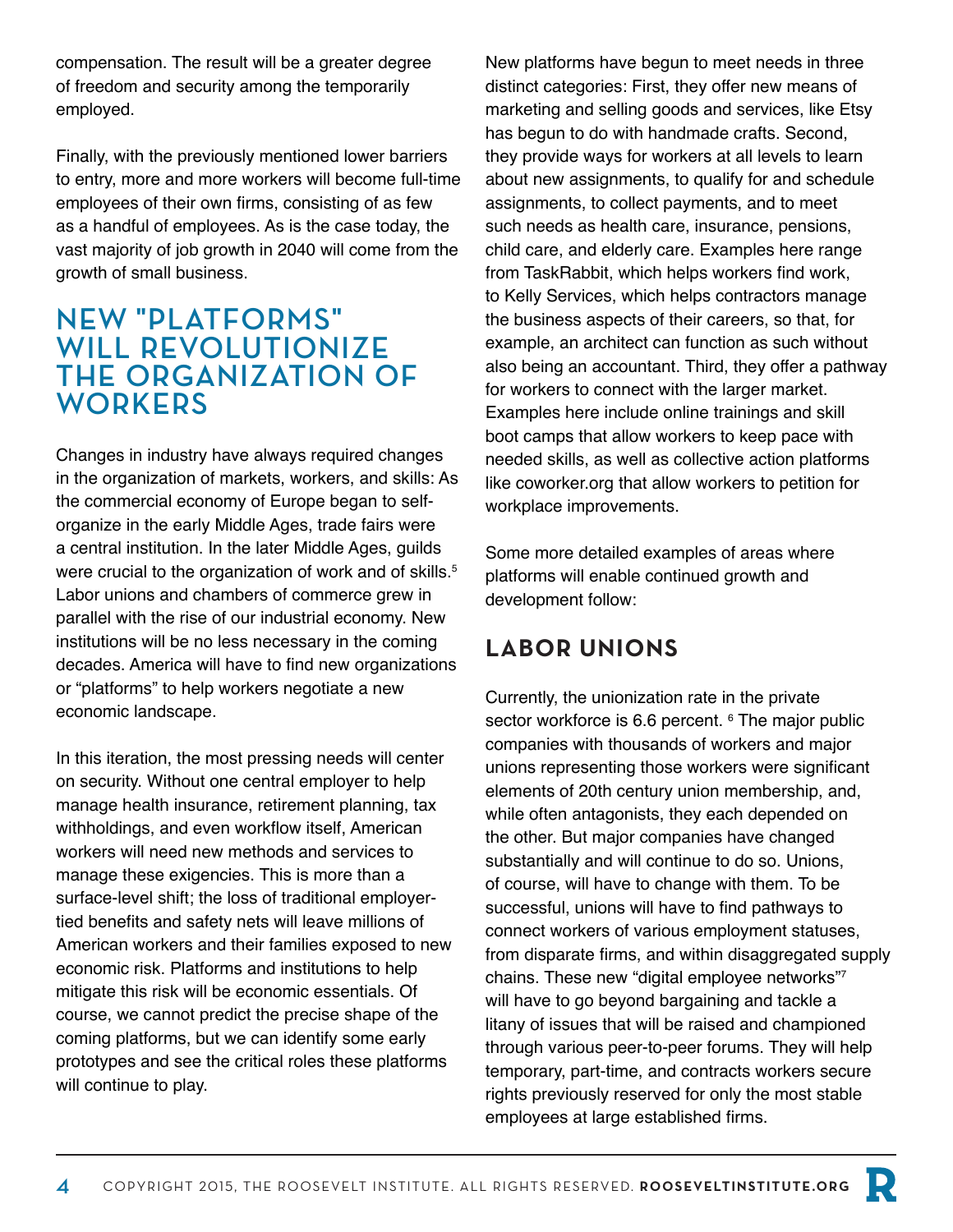compensation. The result will be a greater degree of freedom and security among the temporarily employed.

Finally, with the previously mentioned lower barriers to entry, more and more workers will become full-time employees of their own firms, consisting of as few as a handful of employees. As is the case today, the vast majority of job growth in 2040 will come from the growth of small business.

## NEW "PLATFORMS" WILL REVOLUTIONIZE THE ORGANIZATION OF WORKERS

Changes in industry have always required changes in the organization of markets, workers, and skills: As the commercial economy of Europe began to self-organize in the early Middle Ages, trade fairs were a central institution. In the later Middle Ages, guilds were crucial to the organization of work and of skills.[5] Labor unions and chambers of commerce grew in parallel with the rise of our industrial economy. New institutions will be no less necessary in the coming decades. America will have to find new organizations or "platforms" to help workers negotiate a new economic landscape.

In this iteration, the most pressing needs will center on security. Without one central employer to help manage health insurance, retirement planning, tax withholdings, and even workflow itself, American workers will need new methods and services to manage these exigencies. This is more than a surface-level shift; the loss of traditional employer-tied benefits and safety nets will leave millions of American workers and their families exposed to new economic risk. Platforms and institutions to help mitigate this risk will be economic essentials. Of course, we cannot predict the precise shape of the coming platforms, but we can identify some early prototypes and see the critical roles these platforms will continue to play.

New platforms have begun to meet needs in three distinct categories: First, they offer new means of marketing and selling goods and services, like Etsy has begun to do with handmade crafts. Second, they provide ways for workers at all levels to learn about new assignments, to qualify for and schedule assignments, to collect payments, and to meet such needs as health care, insurance, pensions, child care, and elderly care. Examples here range from TaskRabbit, which helps workers find work, to Kelly Services, which helps contractors manage the business aspects of their careers, so that, for example, an architect can function as such without also being an accountant. Third, they offer a pathway for workers to connect with the larger market. Examples here include online trainings and skill boot camps that allow workers to keep pace with needed skills, as well as collective action platforms like coworker.org that allow workers to petition for workplace improvements.

Some more detailed examples of areas where platforms will enable continued growth and development follow:

### LABOR UNIONS

Currently, the unionization rate in the private sector workforce is 6.6 percent. [6] The major public companies with thousands of workers and major unions representing those workers were significant elements of 20th century union membership, and, while often antagonists, they each depended on the other. But major companies have changed substantially and will continue to do so. Unions, of course, will have to change with them. To be successful, unions will have to find pathways to connect workers of various employment statuses, from disparate firms, and within disaggregated supply chains. These new "digital employee networks"[7] will have to go beyond bargaining and tackle a litany of issues that will be raised and championed through various peer-to-peer forums. They will help temporary, part-time, and contracts workers secure rights previously reserved for only the most stable employees at large established firms.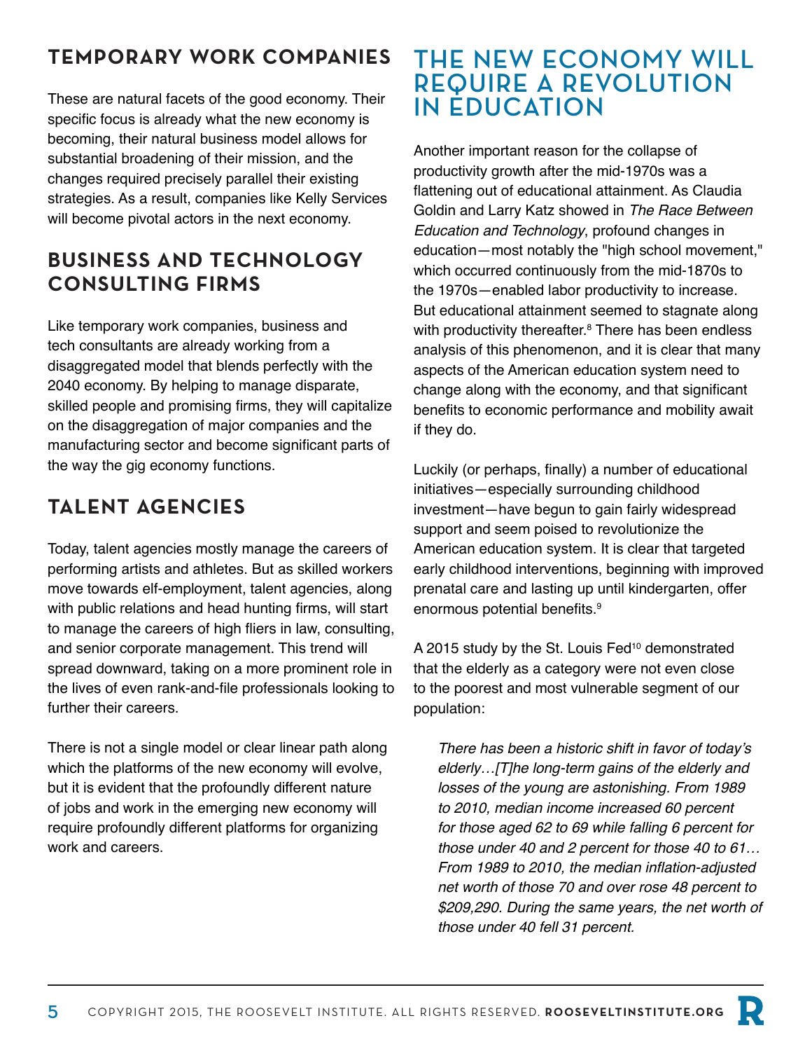## TEMPORARY WORK COMPANIES

These are natural facets of the good economy. Their specific focus is already what the new economy is becoming, their natural business model allows for substantial broadening of their mission, and the changes required precisely parallel their existing strategies. As a result, companies like Kelly Services will become pivotal actors in the next economy.

## BUSINESS AND TECHNOLOGY CONSULTING FIRMS

Like temporary work companies, business and tech consultants are already working from a disaggregated model that blends perfectly with the 2040 economy. By helping to manage disparate, skilled people and promising firms, they will capitalize on the disaggregation of major companies and the manufacturing sector and become significant parts of the way the gig economy functions.

## TALENT AGENCIES

Today, talent agencies mostly manage the careers of performing artists and athletes. But as skilled workers move towards elf-employment, talent agencies, along with public relations and head hunting firms, will start to manage the careers of high fliers in law, consulting, and senior corporate management. This trend will spread downward, taking on a more prominent role in the lives of even rank-and-file professionals looking to further their careers.

There is not a single model or clear linear path along which the platforms of the new economy will evolve, but it is evident that the profoundly different nature of jobs and work in the emerging new economy will require profoundly different platforms for organizing work and careers.

# THE NEW ECONOMY WILL REQUIRE A REVOLUTION IN EDUCATION

Another important reason for the collapse of productivity growth after the mid-1970s was a flattening out of educational attainment. As Claudia Goldin and Larry Katz showed in *The Race Between Education and Technology*, profound changes in education—most notably the "high school movement," which occurred continuously from the mid-1870s to the 1970s—enabled labor productivity to increase. But educational attainment seemed to stagnate along with productivity thereafter.[8] There has been endless analysis of this phenomenon, and it is clear that many aspects of the American education system need to change along with the economy, and that significant benefits to economic performance and mobility await if they do.

Luckily (or perhaps, finally) a number of educational initiatives—especially surrounding childhood investment—have begun to gain fairly widespread support and seem poised to revolutionize the American education system. It is clear that targeted early childhood interventions, beginning with improved prenatal care and lasting up until kindergarten, offer enormous potential benefits.[9]

A 2015 study by the St. Louis Fed[10] demonstrated that the elderly as a category were not even close to the poorest and most vulnerable segment of our population:

> *There has been a historic shift in favor of today's elderly…[T]he long-term gains of the elderly and losses of the young are astonishing. From 1989 to 2010, median income increased 60 percent for those aged 62 to 69 while falling 6 percent for those under 40 and 2 percent for those 40 to 61… From 1989 to 2010, the median inflation-adjusted net worth of those 70 and over rose 48 percent to $209,290. During the same years, the net worth of those under 40 fell 31 percent.*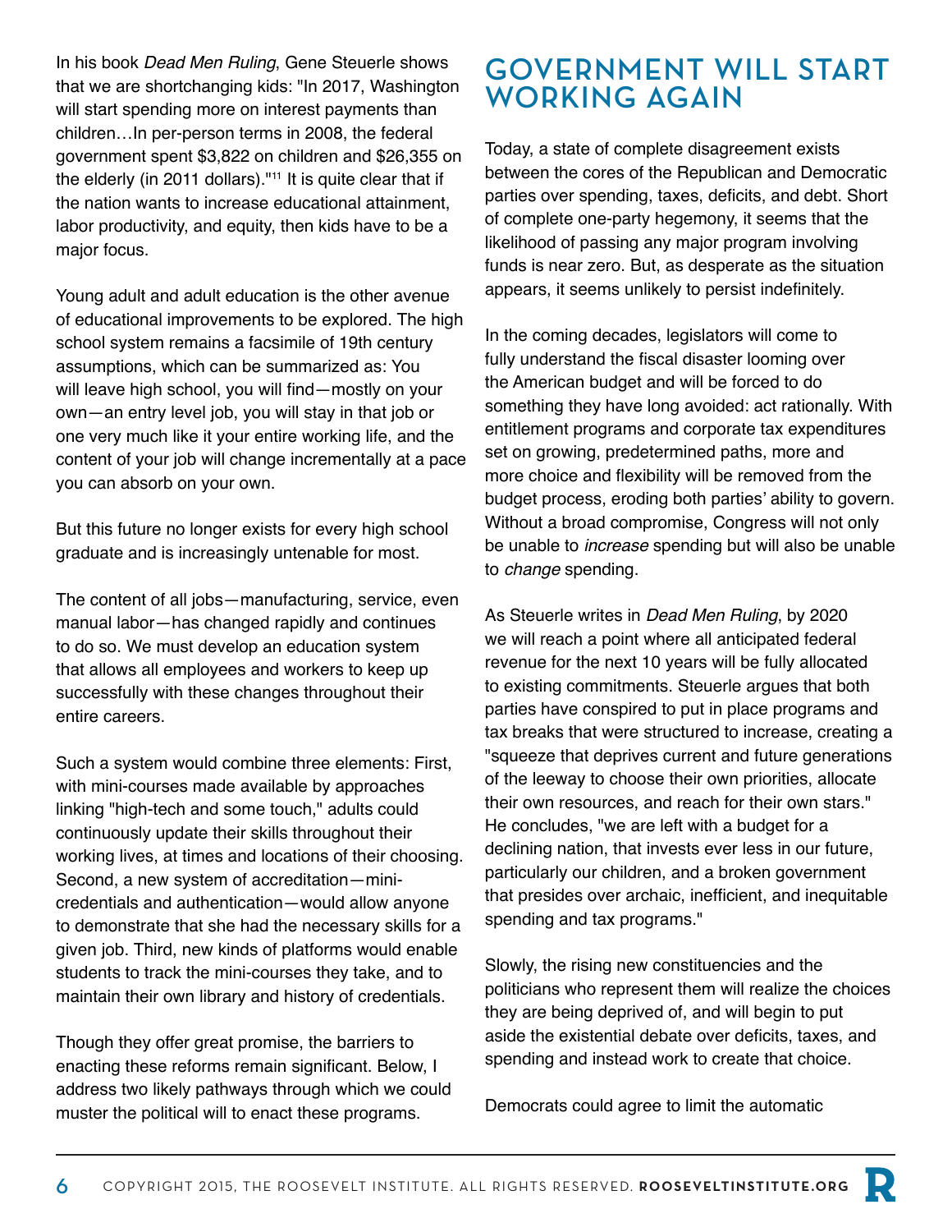In his book *Dead Men Ruling*, Gene Steuerle shows that we are shortchanging kids: "In 2017, Washington will start spending more on interest payments than children…In per-person terms in 2008, the federal government spent $3,822 on children and $26,355 on the elderly (in 2011 dollars)."[11] It is quite clear that if the nation wants to increase educational attainment, labor productivity, and equity, then kids have to be a major focus.

Young adult and adult education is the other avenue of educational improvements to be explored. The high school system remains a facsimile of 19th century assumptions, which can be summarized as: You will leave high school, you will find—mostly on your own—an entry level job, you will stay in that job or one very much like it your entire working life, and the content of your job will change incrementally at a pace you can absorb on your own.

But this future no longer exists for every high school graduate and is increasingly untenable for most.

The content of all jobs—manufacturing, service, even manual labor—has changed rapidly and continues to do so. We must develop an education system that allows all employees and workers to keep up successfully with these changes throughout their entire careers.

Such a system would combine three elements: First, with mini-courses made available by approaches linking "high-tech and some touch," adults could continuously update their skills throughout their working lives, at times and locations of their choosing. Second, a new system of accreditation—mini-credentials and authentication—would allow anyone to demonstrate that she had the necessary skills for a given job. Third, new kinds of platforms would enable students to track the mini-courses they take, and to maintain their own library and history of credentials.

Though they offer great promise, the barriers to enacting these reforms remain significant. Below, I address two likely pathways through which we could muster the political will to enact these programs.

## GOVERNMENT WILL START WORKING AGAIN

Today, a state of complete disagreement exists between the cores of the Republican and Democratic parties over spending, taxes, deficits, and debt. Short of complete one-party hegemony, it seems that the likelihood of passing any major program involving funds is near zero. But, as desperate as the situation appears, it seems unlikely to persist indefinitely.

In the coming decades, legislators will come to fully understand the fiscal disaster looming over the American budget and will be forced to do something they have long avoided: act rationally. With entitlement programs and corporate tax expenditures set on growing, predetermined paths, more and more choice and flexibility will be removed from the budget process, eroding both parties' ability to govern. Without a broad compromise, Congress will not only be unable to *increase* spending but will also be unable to *change* spending.

As Steuerle writes in *Dead Men Ruling*, by 2020 we will reach a point where all anticipated federal revenue for the next 10 years will be fully allocated to existing commitments. Steuerle argues that both parties have conspired to put in place programs and tax breaks that were structured to increase, creating a "squeeze that deprives current and future generations of the leeway to choose their own priorities, allocate their own resources, and reach for their own stars." He concludes, "we are left with a budget for a declining nation, that invests ever less in our future, particularly our children, and a broken government that presides over archaic, inefficient, and inequitable spending and tax programs."

Slowly, the rising new constituencies and the politicians who represent them will realize the choices they are being deprived of, and will begin to put aside the existential debate over deficits, taxes, and spending and instead work to create that choice.

Democrats could agree to limit the automatic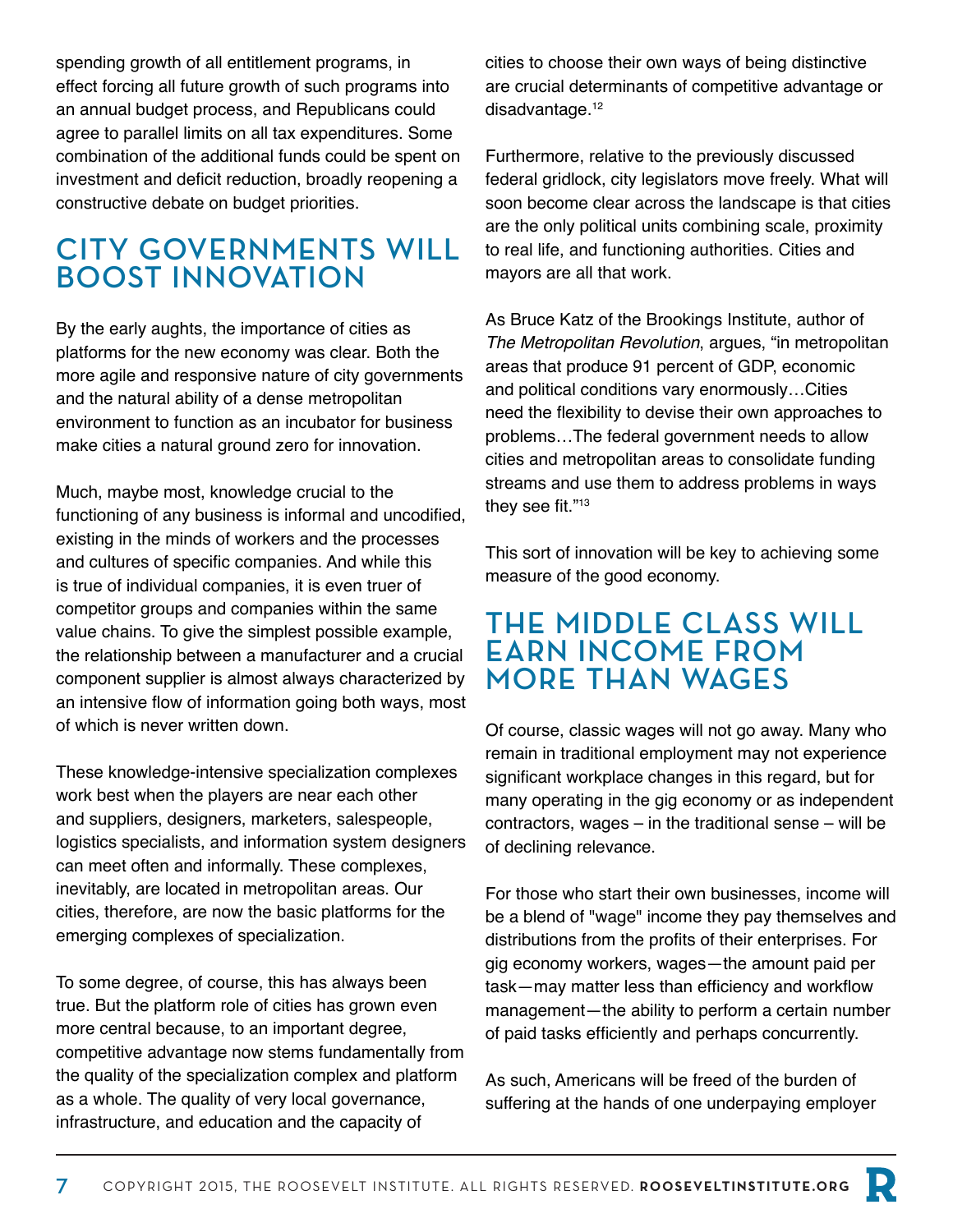spending growth of all entitlement programs, in effect forcing all future growth of such programs into an annual budget process, and Republicans could agree to parallel limits on all tax expenditures. Some combination of the additional funds could be spent on investment and deficit reduction, broadly reopening a constructive debate on budget priorities.

## CITY GOVERNMENTS WILL BOOST INNOVATION

By the early aughts, the importance of cities as platforms for the new economy was clear. Both the more agile and responsive nature of city governments and the natural ability of a dense metropolitan environment to function as an incubator for business make cities a natural ground zero for innovation.

Much, maybe most, knowledge crucial to the functioning of any business is informal and uncodified, existing in the minds of workers and the processes and cultures of specific companies. And while this is true of individual companies, it is even truer of competitor groups and companies within the same value chains. To give the simplest possible example, the relationship between a manufacturer and a crucial component supplier is almost always characterized by an intensive flow of information going both ways, most of which is never written down.

These knowledge-intensive specialization complexes work best when the players are near each other and suppliers, designers, marketers, salespeople, logistics specialists, and information system designers can meet often and informally. These complexes, inevitably, are located in metropolitan areas. Our cities, therefore, are now the basic platforms for the emerging complexes of specialization.

To some degree, of course, this has always been true. But the platform role of cities has grown even more central because, to an important degree, competitive advantage now stems fundamentally from the quality of the specialization complex and platform as a whole. The quality of very local governance, infrastructure, and education and the capacity of cities to choose their own ways of being distinctive are crucial determinants of competitive advantage or disadvantage.[12]

Furthermore, relative to the previously discussed federal gridlock, city legislators move freely. What will soon become clear across the landscape is that cities are the only political units combining scale, proximity to real life, and functioning authorities. Cities and mayors are all that work.

As Bruce Katz of the Brookings Institute, author of *The Metropolitan Revolution*, argues, "in metropolitan areas that produce 91 percent of GDP, economic and political conditions vary enormously…Cities need the flexibility to devise their own approaches to problems…The federal government needs to allow cities and metropolitan areas to consolidate funding streams and use them to address problems in ways they see fit."[13]

This sort of innovation will be key to achieving some measure of the good economy.

## THE MIDDLE CLASS WILL EARN INCOME FROM MORE THAN WAGES

Of course, classic wages will not go away. Many who remain in traditional employment may not experience significant workplace changes in this regard, but for many operating in the gig economy or as independent contractors, wages – in the traditional sense – will be of declining relevance.

For those who start their own businesses, income will be a blend of "wage" income they pay themselves and distributions from the profits of their enterprises. For gig economy workers, wages—the amount paid per task—may matter less than efficiency and workflow management—the ability to perform a certain number of paid tasks efficiently and perhaps concurrently.

As such, Americans will be freed of the burden of suffering at the hands of one underpaying employer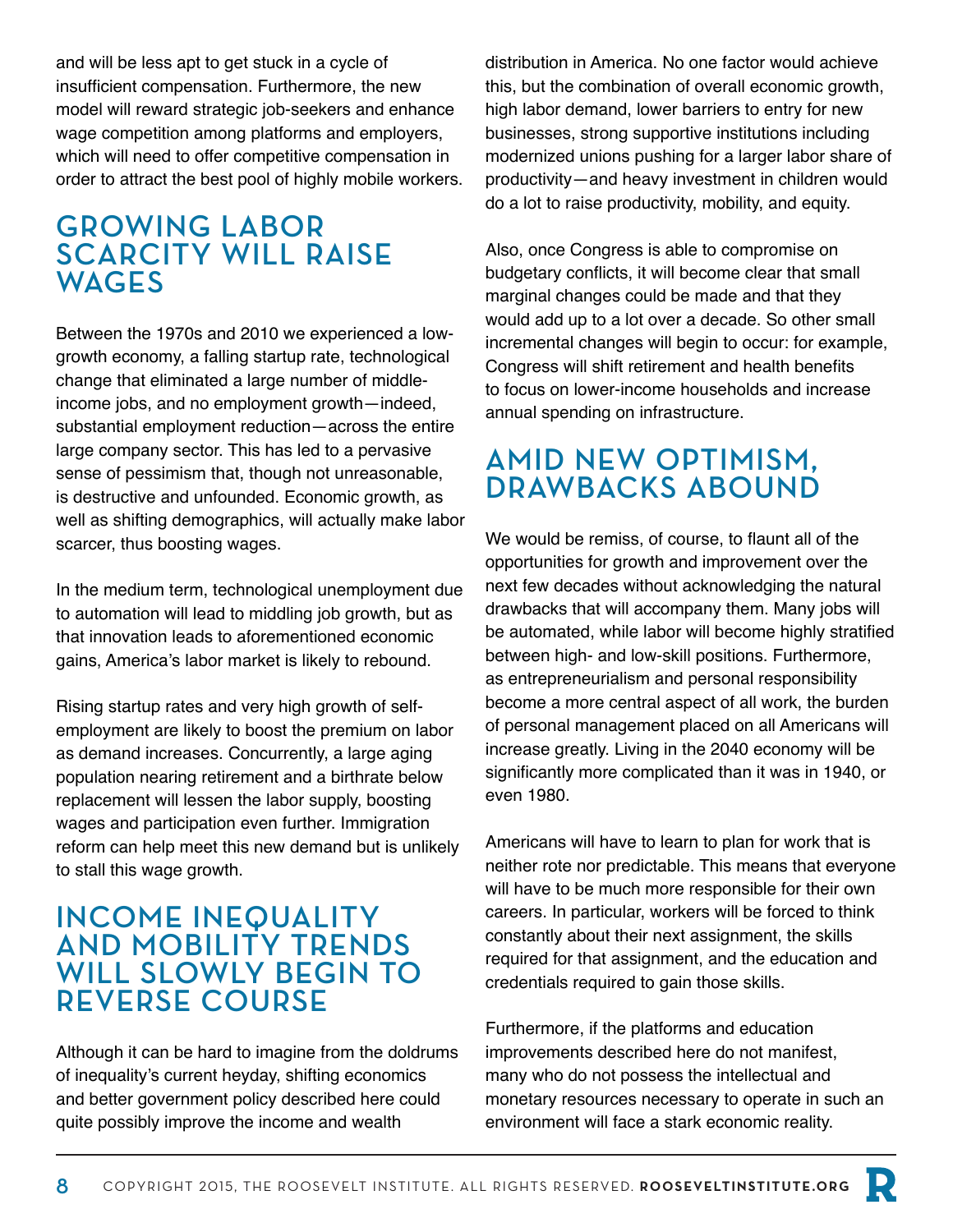and will be less apt to get stuck in a cycle of insufficient compensation. Furthermore, the new model will reward strategic job-seekers and enhance wage competition among platforms and employers, which will need to offer competitive compensation in order to attract the best pool of highly mobile workers.

## GROWING LABOR SCARCITY WILL RAISE WAGES

Between the 1970s and 2010 we experienced a low-growth economy, a falling startup rate, technological change that eliminated a large number of middle-income jobs, and no employment growth—indeed, substantial employment reduction—across the entire large company sector. This has led to a pervasive sense of pessimism that, though not unreasonable, is destructive and unfounded. Economic growth, as well as shifting demographics, will actually make labor scarcer, thus boosting wages.

In the medium term, technological unemployment due to automation will lead to middling job growth, but as that innovation leads to aforementioned economic gains, America's labor market is likely to rebound.

Rising startup rates and very high growth of self-employment are likely to boost the premium on labor as demand increases. Concurrently, a large aging population nearing retirement and a birthrate below replacement will lessen the labor supply, boosting wages and participation even further. Immigration reform can help meet this new demand but is unlikely to stall this wage growth.

## INCOME INEQUALITY AND MOBILITY TRENDS WILL SLOWLY BEGIN TO REVERSE COURSE

Although it can be hard to imagine from the doldrums of inequality's current heyday, shifting economics and better government policy described here could quite possibly improve the income and wealth distribution in America. No one factor would achieve this, but the combination of overall economic growth, high labor demand, lower barriers to entry for new businesses, strong supportive institutions including modernized unions pushing for a larger labor share of productivity—and heavy investment in children would do a lot to raise productivity, mobility, and equity.

Also, once Congress is able to compromise on budgetary conflicts, it will become clear that small marginal changes could be made and that they would add up to a lot over a decade. So other small incremental changes will begin to occur: for example, Congress will shift retirement and health benefits to focus on lower-income households and increase annual spending on infrastructure.

## AMID NEW OPTIMISM, DRAWBACKS ABOUND

We would be remiss, of course, to flaunt all of the opportunities for growth and improvement over the next few decades without acknowledging the natural drawbacks that will accompany them. Many jobs will be automated, while labor will become highly stratified between high- and low-skill positions. Furthermore, as entrepreneurialism and personal responsibility become a more central aspect of all work, the burden of personal management placed on all Americans will increase greatly. Living in the 2040 economy will be significantly more complicated than it was in 1940, or even 1980.

Americans will have to learn to plan for work that is neither rote nor predictable. This means that everyone will have to be much more responsible for their own careers. In particular, workers will be forced to think constantly about their next assignment, the skills required for that assignment, and the education and credentials required to gain those skills.

Furthermore, if the platforms and education improvements described here do not manifest, many who do not possess the intellectual and monetary resources necessary to operate in such an environment will face a stark economic reality.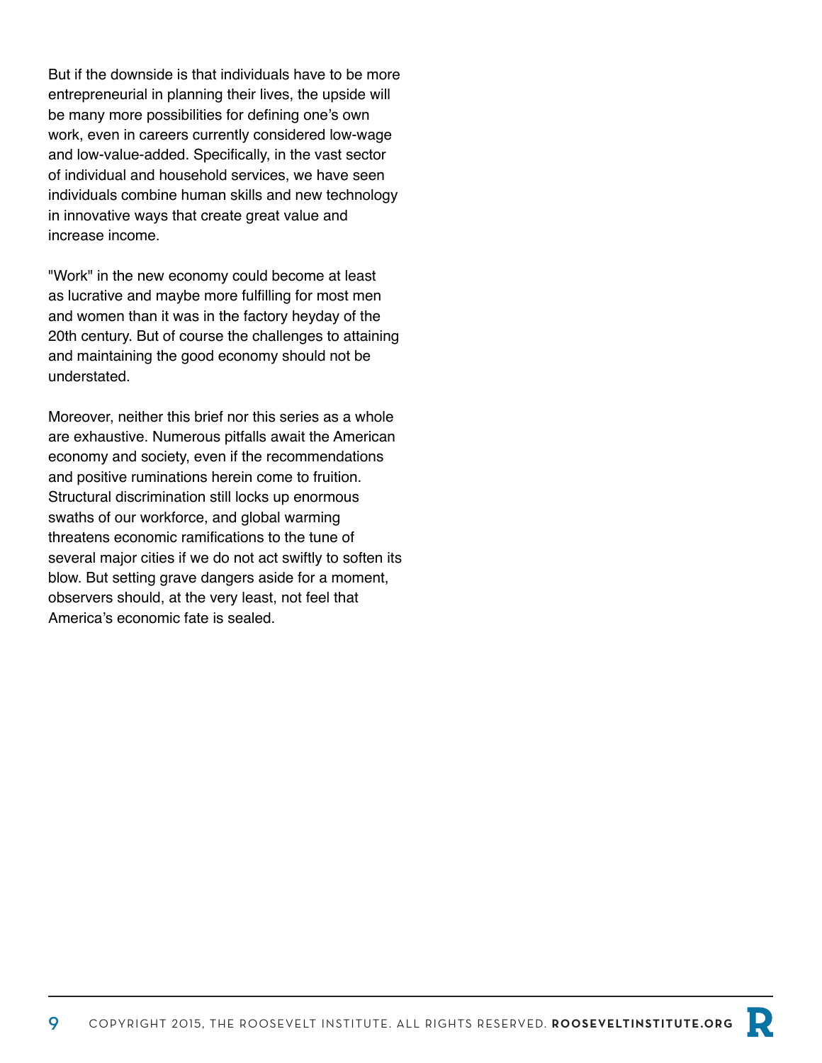But if the downside is that individuals have to be more entrepreneurial in planning their lives, the upside will be many more possibilities for defining one's own work, even in careers currently considered low-wage and low-value-added. Specifically, in the vast sector of individual and household services, we have seen individuals combine human skills and new technology in innovative ways that create great value and increase income.

"Work" in the new economy could become at least as lucrative and maybe more fulfilling for most men and women than it was in the factory heyday of the 20th century. But of course the challenges to attaining and maintaining the good economy should not be understated.

Moreover, neither this brief nor this series as a whole are exhaustive. Numerous pitfalls await the American economy and society, even if the recommendations and positive ruminations herein come to fruition. Structural discrimination still locks up enormous swaths of our workforce, and global warming threatens economic ramifications to the tune of several major cities if we do not act swiftly to soften its blow. But setting grave dangers aside for a moment, observers should, at the very least, not feel that America's economic fate is sealed.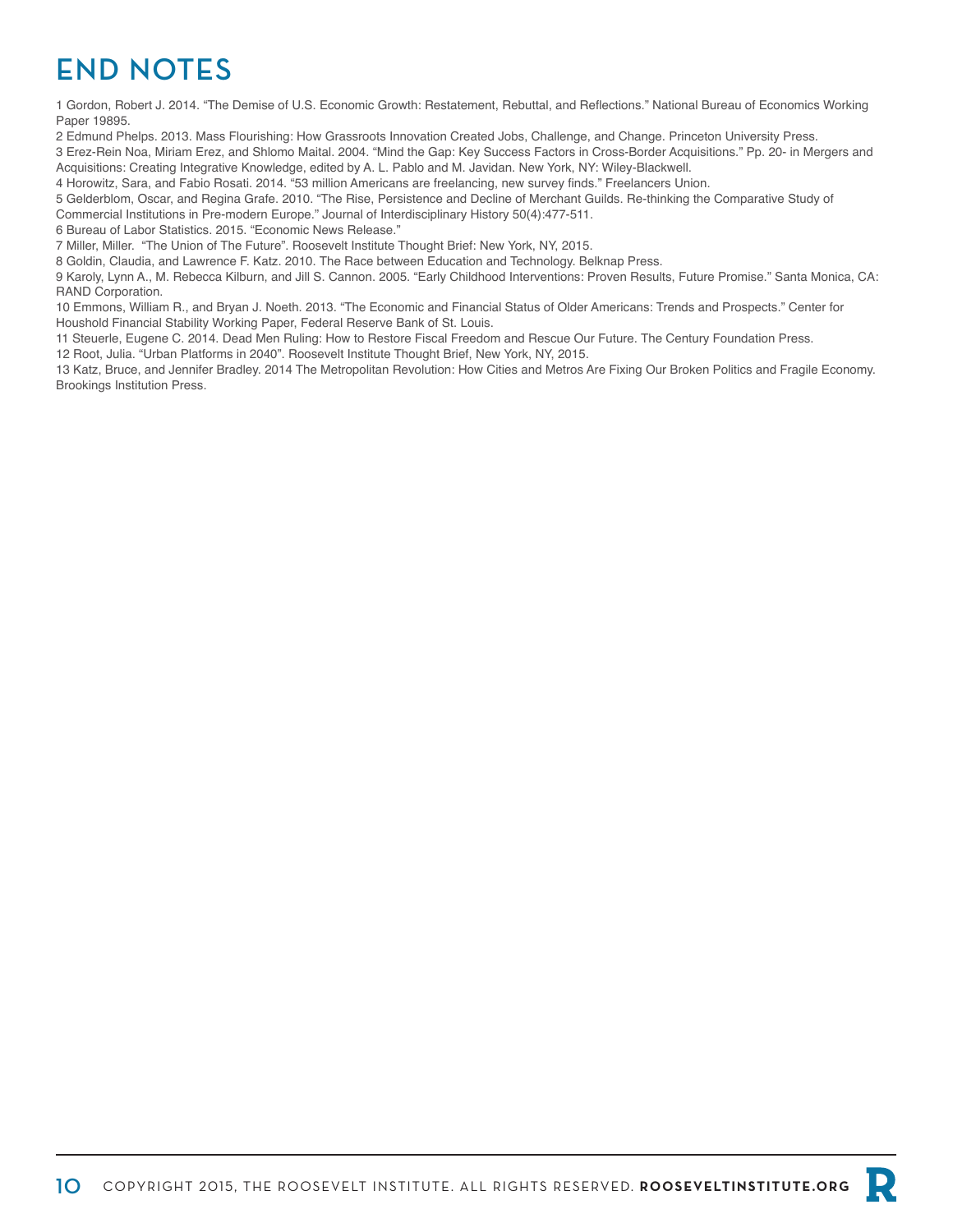# END NOTES

1 Gordon, Robert J. 2014. "The Demise of U.S. Economic Growth: Restatement, Rebuttal, and Reflections." National Bureau of Economics Working Paper 19895.

2 Edmund Phelps. 2013. Mass Flourishing: How Grassroots Innovation Created Jobs, Challenge, and Change. Princeton University Press.

3 Erez-Rein Noa, Miriam Erez, and Shlomo Maital. 2004. "Mind the Gap: Key Success Factors in Cross-Border Acquisitions." Pp. 20- in Mergers and Acquisitions: Creating Integrative Knowledge, edited by A. L. Pablo and M. Javidan. New York, NY: Wiley-Blackwell.

4 Horowitz, Sara, and Fabio Rosati. 2014. "53 million Americans are freelancing, new survey finds." Freelancers Union.

5 Gelderblom, Oscar, and Regina Grafe. 2010. "The Rise, Persistence and Decline of Merchant Guilds. Re-thinking the Comparative Study of Commercial Institutions in Pre-modern Europe." Journal of Interdisciplinary History 50(4):477-511.

6 Bureau of Labor Statistics. 2015. "Economic News Release."

7 Miller, Miller. "The Union of The Future". Roosevelt Institute Thought Brief: New York, NY, 2015.

8 Goldin, Claudia, and Lawrence F. Katz. 2010. The Race between Education and Technology. Belknap Press.

9 Karoly, Lynn A., M. Rebecca Kilburn, and Jill S. Cannon. 2005. "Early Childhood Interventions: Proven Results, Future Promise." Santa Monica, CA: RAND Corporation.

10 Emmons, William R., and Bryan J. Noeth. 2013. "The Economic and Financial Status of Older Americans: Trends and Prospects." Center for Houshold Financial Stability Working Paper, Federal Reserve Bank of St. Louis.

11 Steuerle, Eugene C. 2014. Dead Men Ruling: How to Restore Fiscal Freedom and Rescue Our Future. The Century Foundation Press.

12 Root, Julia. "Urban Platforms in 2040". Roosevelt Institute Thought Brief, New York, NY, 2015.

13 Katz, Bruce, and Jennifer Bradley. 2014 The Metropolitan Revolution: How Cities and Metros Are Fixing Our Broken Politics and Fragile Economy. Brookings Institution Press.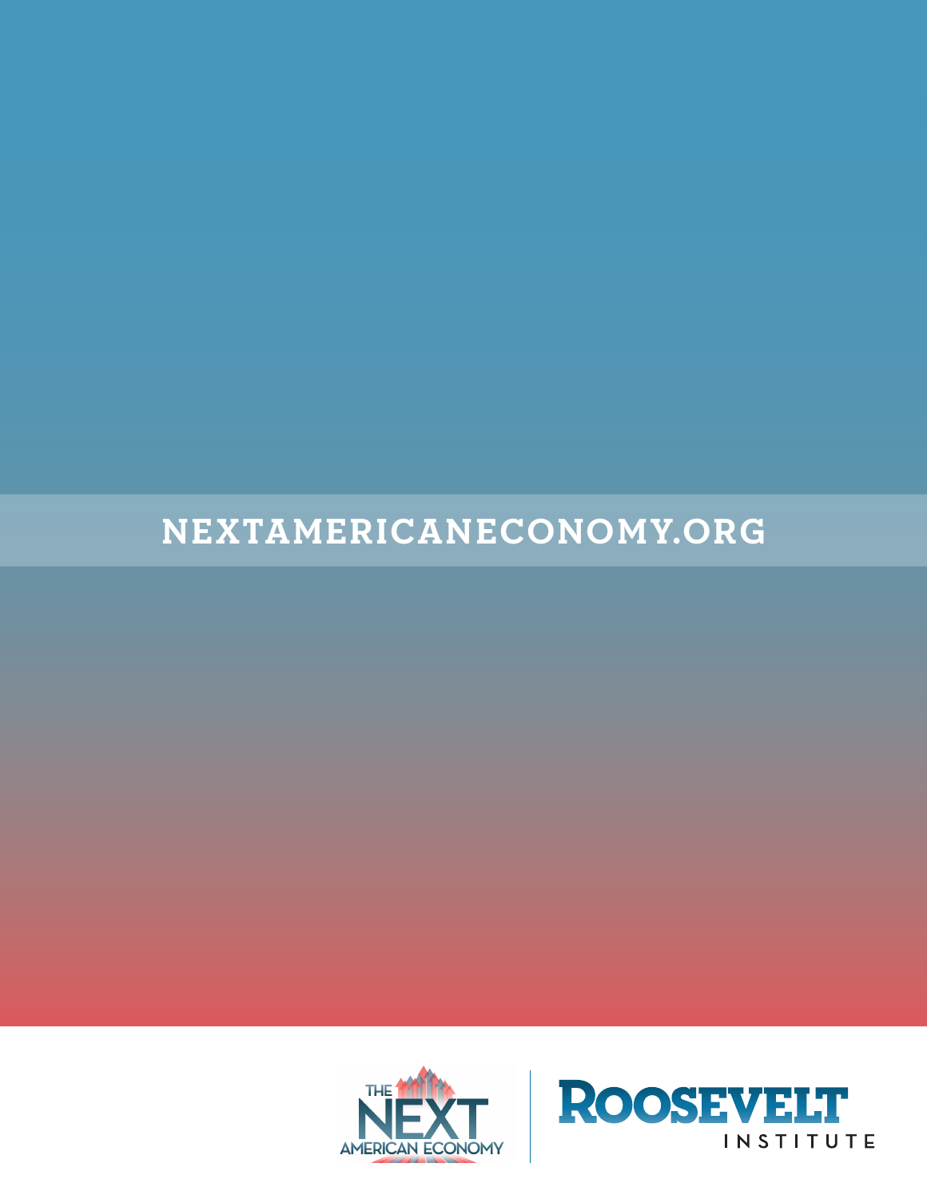NEXTAMERICANECONOMY.ORG

THE NEXT AMERICAN ECONOMY

ROOSEVELT INSTITUTE